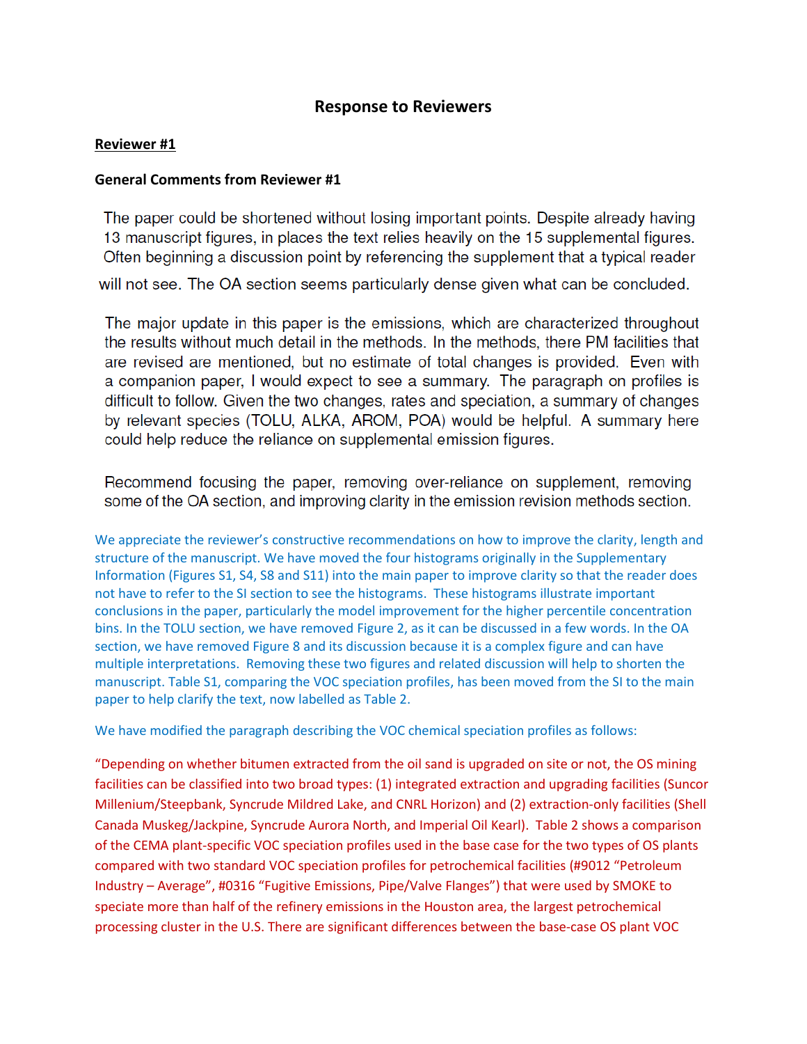## Response to Reviewers

### Reviewer #1

#### General Comments from Reviewer #1

The paper could be shortened without losing important points. Despite already having 13 manuscript figures, in places the text relies heavily on the 15 supplemental figures. Often beginning a discussion point by referencing the supplement that a typical reader will not see. The OA section seems particularly dense given what can be concluded.

The major update in this paper is the emissions, which are characterized throughout the results without much detail in the methods. In the methods, there PM facilities that are revised are mentioned, but no estimate of total changes is provided. Even with a companion paper, I would expect to see a summary. The paragraph on profiles is difficult to follow. Given the two changes, rates and speciation, a summary of changes by relevant species (TOLU, ALKA, AROM, POA) would be helpful. A summary here could help reduce the reliance on supplemental emission figures.

Recommend focusing the paper, removing over-reliance on supplement, removing some of the OA section, and improving clarity in the emission revision methods section.

We appreciate the reviewer's constructive recommendations on how to improve the clarity, length and structure of the manuscript. We have moved the four histograms originally in the Supplementary Information (Figures S1, S4, S8 and S11) into the main paper to improve clarity so that the reader does not have to refer to the SI section to see the histograms. These histograms illustrate important conclusions in the paper, particularly the model improvement for the higher percentile concentration bins. In the TOLU section, we have removed Figure 2, as it can be discussed in a few words. In the OA section, we have removed Figure 8 and its discussion because it is a complex figure and can have multiple interpretations. Removing these two figures and related discussion will help to shorten the manuscript. Table S1, comparing the VOC speciation profiles, has been moved from the SI to the main paper to help clarify the text, now labelled as Table 2.

We have modified the paragraph describing the VOC chemical speciation profiles as follows:

"Depending on whether bitumen extracted from the oil sand is upgraded on site or not, the OS mining facilities can be classified into two broad types: (1) integrated extraction and upgrading facilities (Suncor Millenium/Steepbank, Syncrude Mildred Lake, and CNRL Horizon) and (2) extraction-only facilities (Shell Canada Muskeg/Jackpine, Syncrude Aurora North, and Imperial Oil Kearl). Table 2 shows a comparison of the CEMA plant-specific VOC speciation profiles used in the base case for the two types of OS plants compared with two standard VOC speciation profiles for petrochemical facilities (#9012 "Petroleum Industry – Average", #0316 "Fugitive Emissions, Pipe/Valve Flanges") that were used by SMOKE to speciate more than half of the refinery emissions in the Houston area, the largest petrochemical processing cluster in the U.S. There are significant differences between the base-case OS plant VOC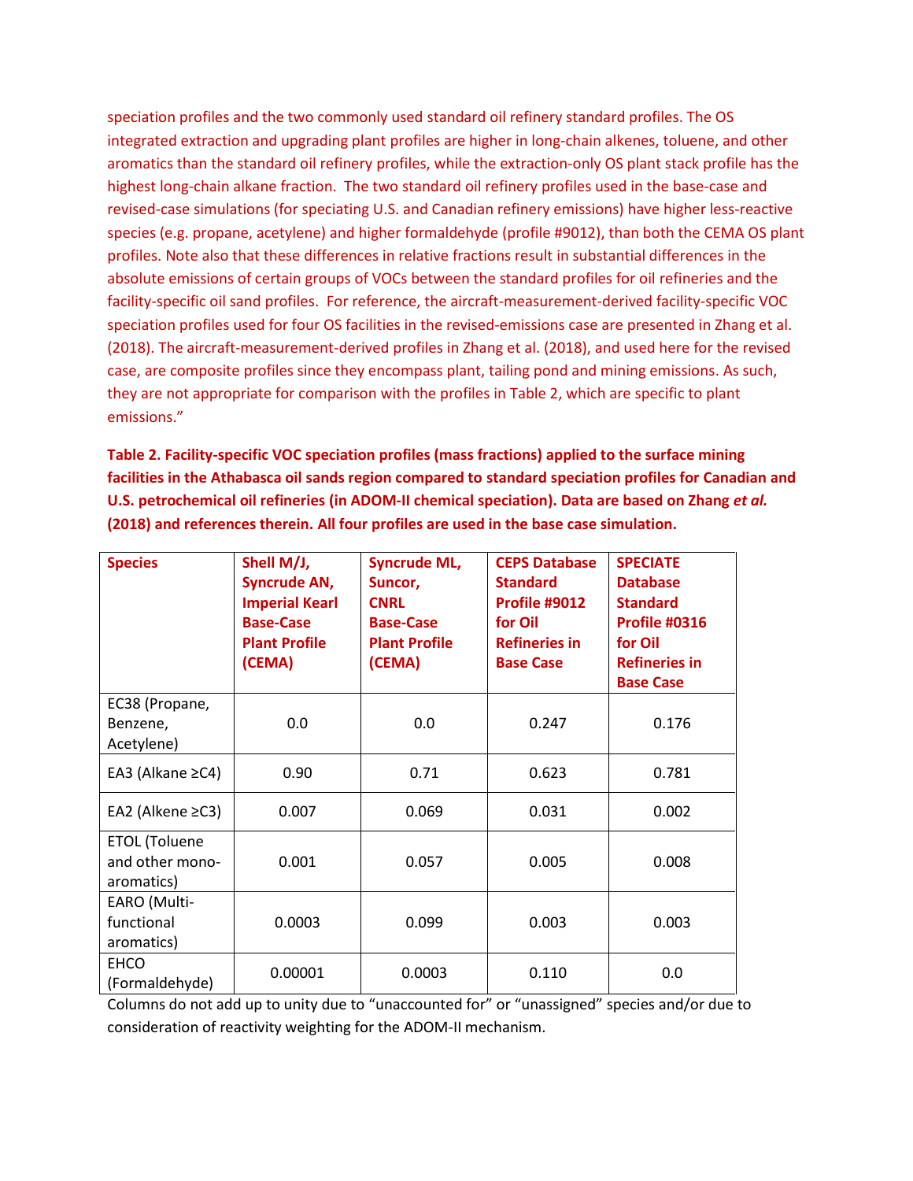speciation profiles and the two commonly used standard oil refinery standard profiles. The OS integrated extraction and upgrading plant profiles are higher in long-chain alkenes, toluene, and other aromatics than the standard oil refinery profiles, while the extraction-only OS plant stack profile has the highest long-chain alkane fraction. The two standard oil refinery profiles used in the base-case and revised-case simulations (for speciating U.S. and Canadian refinery emissions) have higher less-reactive species (e.g. propane, acetylene) and higher formaldehyde (profile #9012), than both the CEMA OS plant profiles. Note also that these differences in relative fractions result in substantial differences in the absolute emissions of certain groups of VOCs between the standard profiles for oil refineries and the facility-specific oil sand profiles. For reference, the aircraft-measurement-derived facility-specific VOC speciation profiles used for four OS facilities in the revised-emissions case are presented in Zhang et al. (2018). The aircraft-measurement-derived profiles in Zhang et al. (2018), and used here for the revised case, are composite profiles since they encompass plant, tailing pond and mining emissions. As such, they are not appropriate for comparison with the profiles in Table 2, which are specific to plant emissions."

**Table 2. Facility-specific VOC speciation profiles (mass fractions) applied to the surface mining facilities in the Athabasca oil sands region compared to standard speciation profiles for Canadian and U.S. petrochemical oil refineries (in ADOM-II chemical speciation). Data are based on Zhang *et al.* (2018) and references therein. All four profiles are used in the base case simulation.**

| Species | Shell M/J, Syncrude AN, Imperial Kearl Base-Case Plant Profile (CEMA) | Syncrude ML, Suncor, CNRL Base-Case Plant Profile (CEMA) | CEPS Database Standard Profile #9012 for Oil Refineries in Base Case | SPECIATE Database Standard Profile #0316 for Oil Refineries in Base Case |
|---|---|---|---|---|
| EC38 (Propane, Benzene, Acetylene) | 0.0 | 0.0 | 0.247 | 0.176 |
| EA3 (Alkane ≥C4) | 0.90 | 0.71 | 0.623 | 0.781 |
| EA2 (Alkene ≥C3) | 0.007 | 0.069 | 0.031 | 0.002 |
| ETOL (Toluene and other mono-aromatics) | 0.001 | 0.057 | 0.005 | 0.008 |
| EARO (Multi-functional aromatics) | 0.0003 | 0.099 | 0.003 | 0.003 |
| EHCO (Formaldehyde) | 0.00001 | 0.0003 | 0.110 | 0.0 |

Columns do not add up to unity due to "unaccounted for" or "unassigned" species and/or due to consideration of reactivity weighting for the ADOM-II mechanism.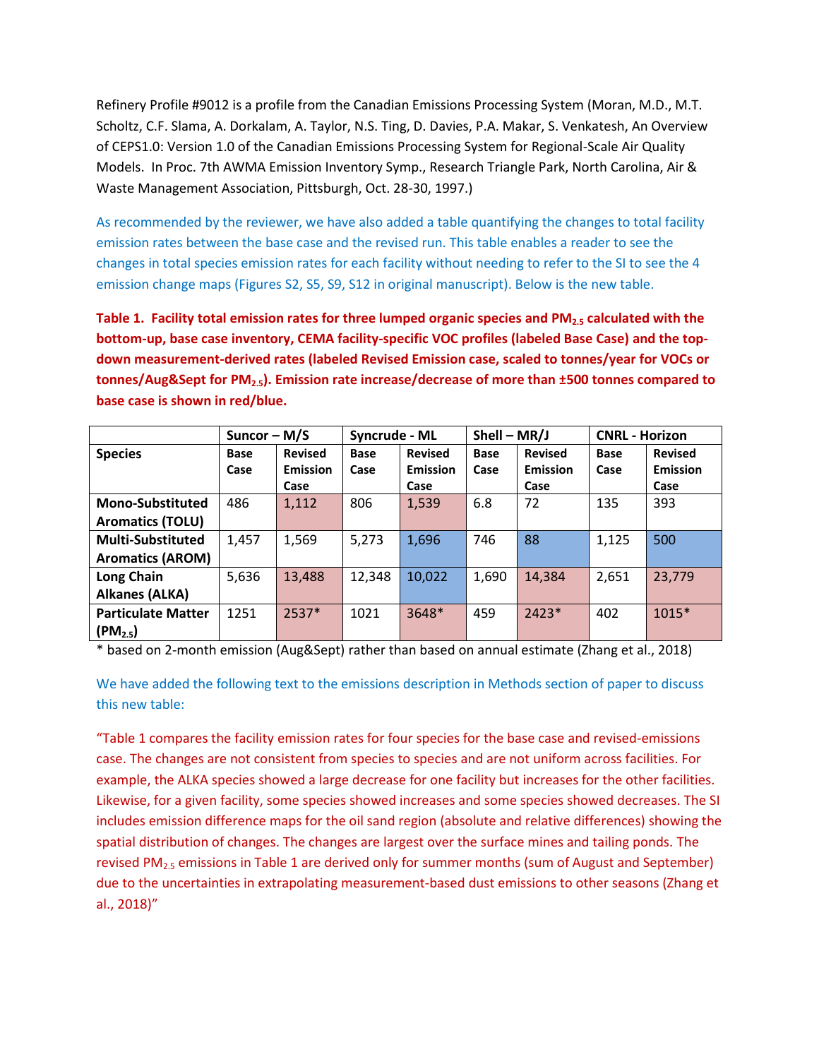Refinery Profile #9012 is a profile from the Canadian Emissions Processing System (Moran, M.D., M.T. Scholtz, C.F. Slama, A. Dorkalam, A. Taylor, N.S. Ting, D. Davies, P.A. Makar, S. Venkatesh, An Overview of CEPS1.0: Version 1.0 of the Canadian Emissions Processing System for Regional-Scale Air Quality Models. In Proc. 7th AWMA Emission Inventory Symp., Research Triangle Park, North Carolina, Air & Waste Management Association, Pittsburgh, Oct. 28-30, 1997.)

As recommended by the reviewer, we have also added a table quantifying the changes to total facility emission rates between the base case and the revised run. This table enables a reader to see the changes in total species emission rates for each facility without needing to refer to the SI to see the 4 emission change maps (Figures S2, S5, S9, S12 in original manuscript). Below is the new table.

**Table 1. Facility total emission rates for three lumped organic species and $PM_{2.5}$ calculated with the bottom-up, base case inventory, CEMA facility-specific VOC profiles (labeled Base Case) and the top-down measurement-derived rates (labeled Revised Emission case, scaled to tonnes/year for VOCs or tonnes/Aug&Sept for $PM_{2.5}$). Emission rate increase/decrease of more than ±500 tonnes compared to base case is shown in red/blue.**

| | Suncor – M/S | | Syncrude - ML | | Shell – MR/J | | CNRL - Horizon | |
|---|---|---|---|---|---|---|---|---|
| **Species** | **Base Case** | **Revised Emission Case** | **Base Case** | **Revised Emission Case** | **Base Case** | **Revised Emission Case** | **Base Case** | **Revised Emission Case** |
| **Mono-Substituted Aromatics (TOLU)** | 486 | 1,112 | 806 | 1,539 | 6.8 | 72 | 135 | 393 |
| **Multi-Substituted Aromatics (AROM)** | 1,457 | 1,569 | 5,273 | 1,696 | 746 | 88 | 1,125 | 500 |
| **Long Chain Alkanes (ALKA)** | 5,636 | 13,488 | 12,348 | 10,022 | 1,690 | 14,384 | 2,651 | 23,779 |
| **Particulate Matter ($PM_{2.5}$)** | 1251 | 2537* | 1021 | 3648* | 459 | 2423* | 402 | 1015* |

\* based on 2-month emission (Aug&Sept) rather than based on annual estimate (Zhang et al., 2018)

We have added the following text to the emissions description in Methods section of paper to discuss this new table:

"Table 1 compares the facility emission rates for four species for the base case and revised-emissions case. The changes are not consistent from species to species and are not uniform across facilities. For example, the ALKA species showed a large decrease for one facility but increases for the other facilities. Likewise, for a given facility, some species showed increases and some species showed decreases. The SI includes emission difference maps for the oil sand region (absolute and relative differences) showing the spatial distribution of changes. The changes are largest over the surface mines and tailing ponds. The revised $PM_{2.5}$ emissions in Table 1 are derived only for summer months (sum of August and September) due to the uncertainties in extrapolating measurement-based dust emissions to other seasons (Zhang et al., 2018)"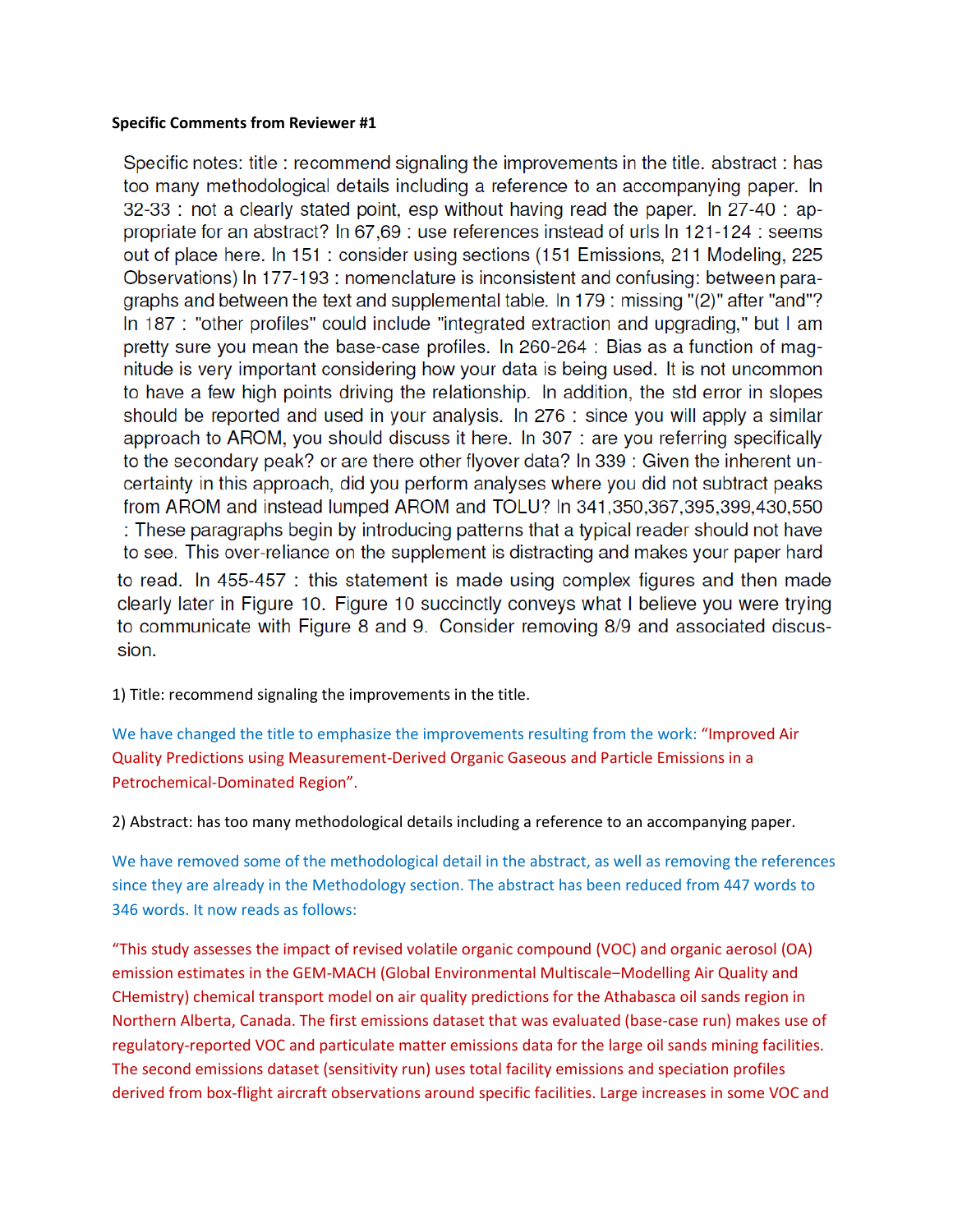**Specific Comments from Reviewer #1**

Specific notes: title : recommend signaling the improvements in the title. abstract : has too many methodological details including a reference to an accompanying paper. ln 32-33 : not a clearly stated point, esp without having read the paper. ln 27-40 : appropriate for an abstract? ln 67,69 : use references instead of urls ln 121-124 : seems out of place here. ln 151 : consider using sections (151 Emissions, 211 Modeling, 225 Observations) ln 177-193 : nomenclature is inconsistent and confusing: between paragraphs and between the text and supplemental table. ln 179 : missing "(2)" after "and"? ln 187 : "other profiles" could include "integrated extraction and upgrading," but I am pretty sure you mean the base-case profiles. ln 260-264 : Bias as a function of magnitude is very important considering how your data is being used. It is not uncommon to have a few high points driving the relationship. In addition, the std error in slopes should be reported and used in your analysis. ln 276 : since you will apply a similar approach to AROM, you should discuss it here. ln 307 : are you referring specifically to the secondary peak? or are there other flyover data? ln 339 : Given the inherent uncertainty in this approach, did you perform analyses where you did not subtract peaks from AROM and instead lumped AROM and TOLU? ln 341,350,367,395,399,430,550 : These paragraphs begin by introducing patterns that a typical reader should not have to see. This over-reliance on the supplement is distracting and makes your paper hard to read. ln 455-457 : this statement is made using complex figures and then made clearly later in Figure 10. Figure 10 succinctly conveys what I believe you were trying to communicate with Figure 8 and 9. Consider removing 8/9 and associated discussion.

1) Title: recommend signaling the improvements in the title.

We have changed the title to emphasize the improvements resulting from the work: "Improved Air Quality Predictions using Measurement-Derived Organic Gaseous and Particle Emissions in a Petrochemical-Dominated Region".

2) Abstract: has too many methodological details including a reference to an accompanying paper.

We have removed some of the methodological detail in the abstract, as well as removing the references since they are already in the Methodology section. The abstract has been reduced from 447 words to 346 words. It now reads as follows:

"This study assesses the impact of revised volatile organic compound (VOC) and organic aerosol (OA) emission estimates in the GEM-MACH (Global Environmental Multiscale–Modelling Air Quality and CHemistry) chemical transport model on air quality predictions for the Athabasca oil sands region in Northern Alberta, Canada. The first emissions dataset that was evaluated (base-case run) makes use of regulatory-reported VOC and particulate matter emissions data for the large oil sands mining facilities. The second emissions dataset (sensitivity run) uses total facility emissions and speciation profiles derived from box-flight aircraft observations around specific facilities. Large increases in some VOC and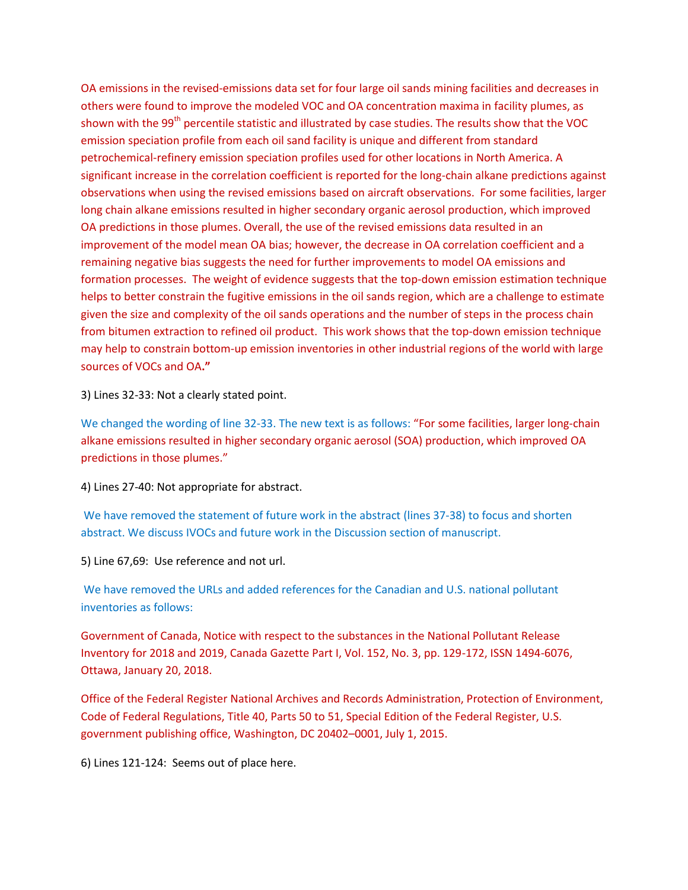OA emissions in the revised-emissions data set for four large oil sands mining facilities and decreases in others were found to improve the modeled VOC and OA concentration maxima in facility plumes, as shown with the 99$^{th}$ percentile statistic and illustrated by case studies. The results show that the VOC emission speciation profile from each oil sand facility is unique and different from standard petrochemical-refinery emission speciation profiles used for other locations in North America. A significant increase in the correlation coefficient is reported for the long-chain alkane predictions against observations when using the revised emissions based on aircraft observations. For some facilities, larger long chain alkane emissions resulted in higher secondary organic aerosol production, which improved OA predictions in those plumes. Overall, the use of the revised emissions data resulted in an improvement of the model mean OA bias; however, the decrease in OA correlation coefficient and a remaining negative bias suggests the need for further improvements to model OA emissions and formation processes. The weight of evidence suggests that the top-down emission estimation technique helps to better constrain the fugitive emissions in the oil sands region, which are a challenge to estimate given the size and complexity of the oil sands operations and the number of steps in the process chain from bitumen extraction to refined oil product. This work shows that the top-down emission technique may help to constrain bottom-up emission inventories in other industrial regions of the world with large sources of VOCs and OA.**"**

3) Lines 32-33: Not a clearly stated point.

We changed the wording of line 32-33. The new text is as follows: "For some facilities, larger long-chain alkane emissions resulted in higher secondary organic aerosol (SOA) production, which improved OA predictions in those plumes."

4) Lines 27-40: Not appropriate for abstract.

We have removed the statement of future work in the abstract (lines 37-38) to focus and shorten abstract. We discuss IVOCs and future work in the Discussion section of manuscript.

5) Line 67,69: Use reference and not url.

We have removed the URLs and added references for the Canadian and U.S. national pollutant inventories as follows:

Government of Canada, Notice with respect to the substances in the National Pollutant Release Inventory for 2018 and 2019, Canada Gazette Part I, Vol. 152, No. 3, pp. 129-172, ISSN 1494-6076, Ottawa, January 20, 2018.

Office of the Federal Register National Archives and Records Administration, Protection of Environment, Code of Federal Regulations, Title 40, Parts 50 to 51, Special Edition of the Federal Register, U.S. government publishing office, Washington, DC 20402–0001, July 1, 2015.

6) Lines 121-124: Seems out of place here.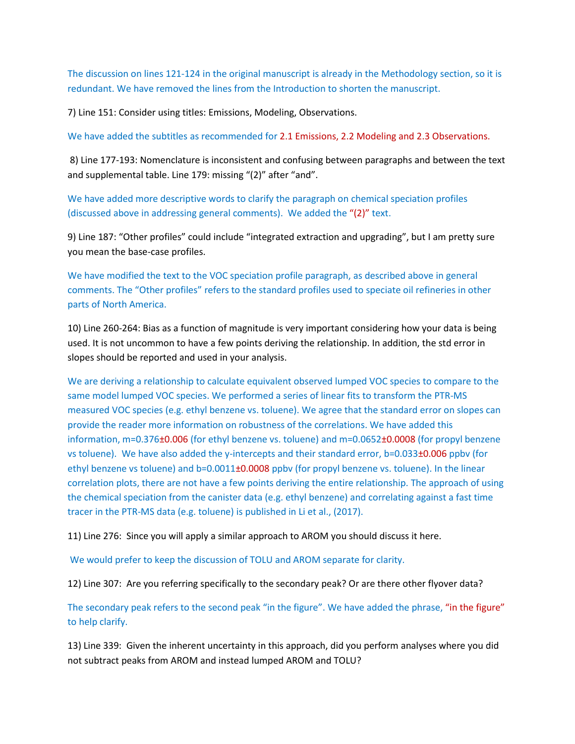The discussion on lines 121-124 in the original manuscript is already in the Methodology section, so it is redundant. We have removed the lines from the Introduction to shorten the manuscript.

7) Line 151: Consider using titles: Emissions, Modeling, Observations.

We have added the subtitles as recommended for 2.1 Emissions, 2.2 Modeling and 2.3 Observations.

8) Line 177-193: Nomenclature is inconsistent and confusing between paragraphs and between the text and supplemental table. Line 179: missing "(2)" after "and".

We have added more descriptive words to clarify the paragraph on chemical speciation profiles (discussed above in addressing general comments). We added the "(2)" text.

9) Line 187: "Other profiles" could include "integrated extraction and upgrading", but I am pretty sure you mean the base-case profiles.

We have modified the text to the VOC speciation profile paragraph, as described above in general comments. The "Other profiles" refers to the standard profiles used to speciate oil refineries in other parts of North America.

10) Line 260-264: Bias as a function of magnitude is very important considering how your data is being used. It is not uncommon to have a few points deriving the relationship. In addition, the std error in slopes should be reported and used in your analysis.

We are deriving a relationship to calculate equivalent observed lumped VOC species to compare to the same model lumped VOC species. We performed a series of linear fits to transform the PTR-MS measured VOC species (e.g. ethyl benzene vs. toluene). We agree that the standard error on slopes can provide the reader more information on robustness of the correlations. We have added this information, $m=0.376\pm0.006$ (for ethyl benzene vs. toluene) and $m=0.0652\pm0.0008$ (for propyl benzene vs toluene). We have also added the y-intercepts and their standard error, $b=0.033\pm0.006$ ppbv (for ethyl benzene vs toluene) and $b=0.0011\pm0.0008$ ppbv (for propyl benzene vs. toluene). In the linear correlation plots, there are not have a few points deriving the entire relationship. The approach of using the chemical speciation from the canister data (e.g. ethyl benzene) and correlating against a fast time tracer in the PTR-MS data (e.g. toluene) is published in Li et al., (2017).

11) Line 276: Since you will apply a similar approach to AROM you should discuss it here.

We would prefer to keep the discussion of TOLU and AROM separate for clarity.

12) Line 307: Are you referring specifically to the secondary peak? Or are there other flyover data?

The secondary peak refers to the second peak "in the figure". We have added the phrase, "in the figure" to help clarify.

13) Line 339: Given the inherent uncertainty in this approach, did you perform analyses where you did not subtract peaks from AROM and instead lumped AROM and TOLU?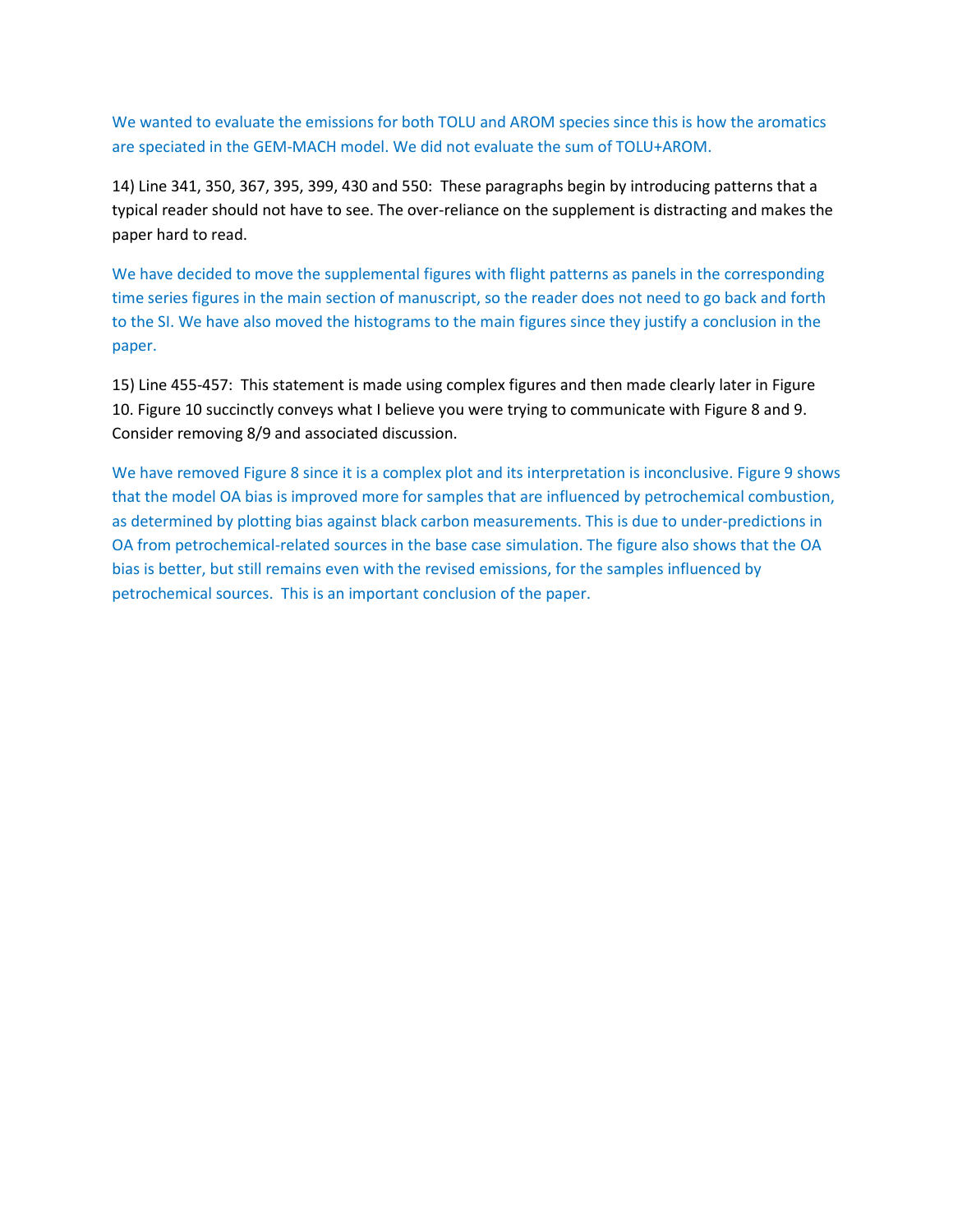We wanted to evaluate the emissions for both TOLU and AROM species since this is how the aromatics are speciated in the GEM-MACH model. We did not evaluate the sum of TOLU+AROM.

14) Line 341, 350, 367, 395, 399, 430 and 550: These paragraphs begin by introducing patterns that a typical reader should not have to see. The over-reliance on the supplement is distracting and makes the paper hard to read.

We have decided to move the supplemental figures with flight patterns as panels in the corresponding time series figures in the main section of manuscript, so the reader does not need to go back and forth to the SI. We have also moved the histograms to the main figures since they justify a conclusion in the paper.

15) Line 455-457: This statement is made using complex figures and then made clearly later in Figure 10. Figure 10 succinctly conveys what I believe you were trying to communicate with Figure 8 and 9. Consider removing 8/9 and associated discussion.

We have removed Figure 8 since it is a complex plot and its interpretation is inconclusive. Figure 9 shows that the model OA bias is improved more for samples that are influenced by petrochemical combustion, as determined by plotting bias against black carbon measurements. This is due to under-predictions in OA from petrochemical-related sources in the base case simulation. The figure also shows that the OA bias is better, but still remains even with the revised emissions, for the samples influenced by petrochemical sources. This is an important conclusion of the paper.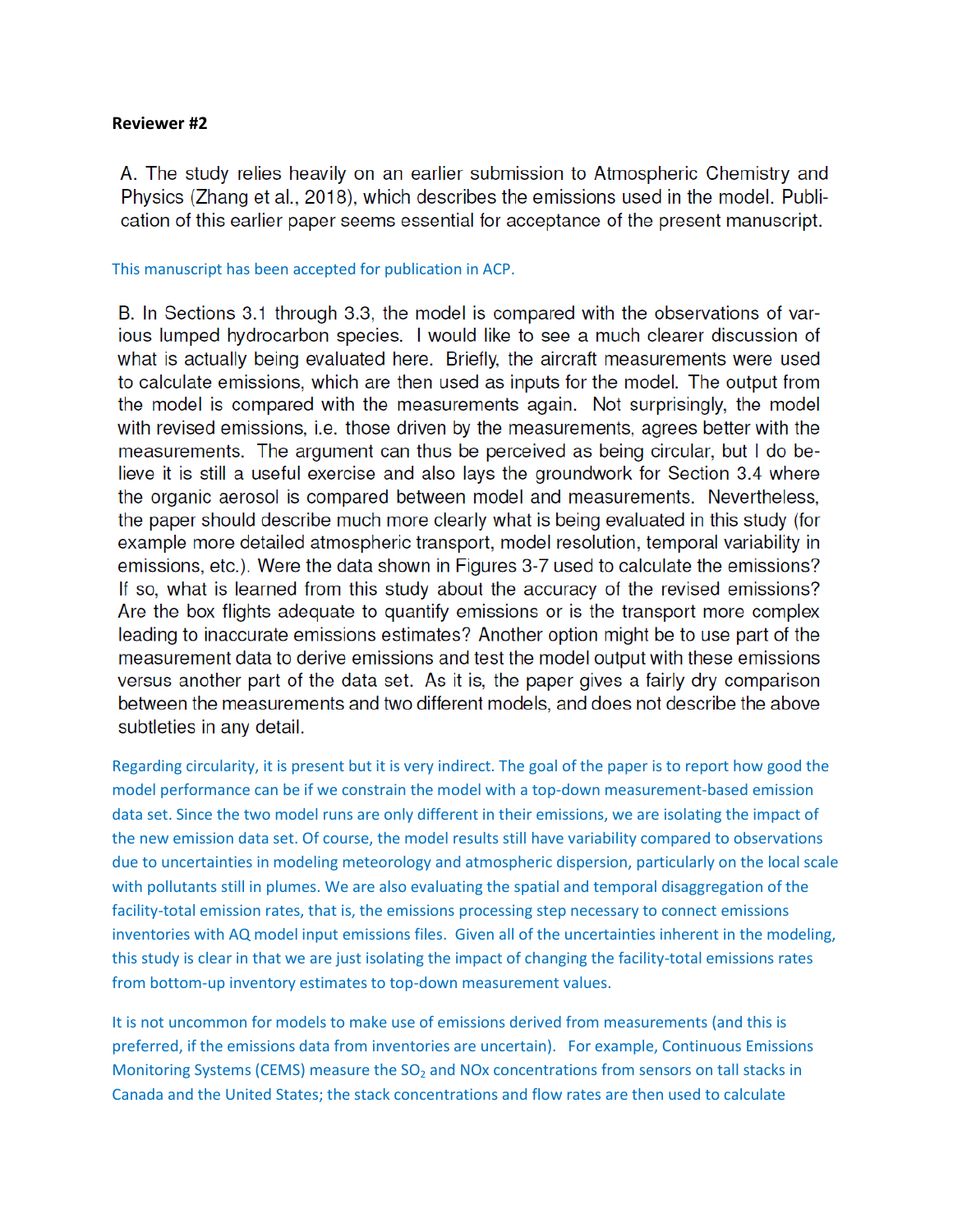**Reviewer #2**

A. The study relies heavily on an earlier submission to Atmospheric Chemistry and Physics (Zhang et al., 2018), which describes the emissions used in the model. Publication of this earlier paper seems essential for acceptance of the present manuscript.

This manuscript has been accepted for publication in ACP.

B. In Sections 3.1 through 3.3, the model is compared with the observations of various lumped hydrocarbon species. I would like to see a much clearer discussion of what is actually being evaluated here. Briefly, the aircraft measurements were used to calculate emissions, which are then used as inputs for the model. The output from the model is compared with the measurements again. Not surprisingly, the model with revised emissions, i.e. those driven by the measurements, agrees better with the measurements. The argument can thus be perceived as being circular, but I do believe it is still a useful exercise and also lays the groundwork for Section 3.4 where the organic aerosol is compared between model and measurements. Nevertheless, the paper should describe much more clearly what is being evaluated in this study (for example more detailed atmospheric transport, model resolution, temporal variability in emissions, etc.). Were the data shown in Figures 3-7 used to calculate the emissions? If so, what is learned from this study about the accuracy of the revised emissions? Are the box flights adequate to quantify emissions or is the transport more complex leading to inaccurate emissions estimates? Another option might be to use part of the measurement data to derive emissions and test the model output with these emissions versus another part of the data set. As it is, the paper gives a fairly dry comparison between the measurements and two different models, and does not describe the above subtleties in any detail.

Regarding circularity, it is present but it is very indirect. The goal of the paper is to report how good the model performance can be if we constrain the model with a top-down measurement-based emission data set. Since the two model runs are only different in their emissions, we are isolating the impact of the new emission data set. Of course, the model results still have variability compared to observations due to uncertainties in modeling meteorology and atmospheric dispersion, particularly on the local scale with pollutants still in plumes. We are also evaluating the spatial and temporal disaggregation of the facility-total emission rates, that is, the emissions processing step necessary to connect emissions inventories with AQ model input emissions files. Given all of the uncertainties inherent in the modeling, this study is clear in that we are just isolating the impact of changing the facility-total emissions rates from bottom-up inventory estimates to top-down measurement values.

It is not uncommon for models to make use of emissions derived from measurements (and this is preferred, if the emissions data from inventories are uncertain). For example, Continuous Emissions Monitoring Systems (CEMS) measure the $SO_2$ and NOx concentrations from sensors on tall stacks in Canada and the United States; the stack concentrations and flow rates are then used to calculate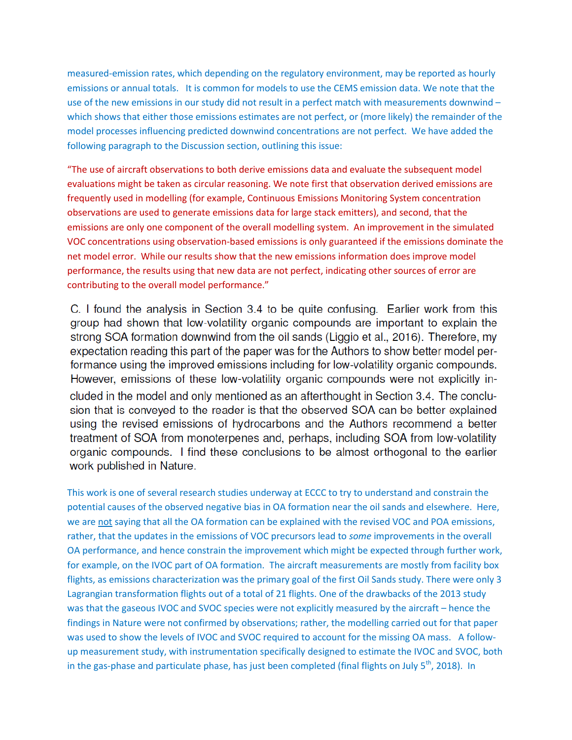measured-emission rates, which depending on the regulatory environment, may be reported as hourly emissions or annual totals. It is common for models to use the CEMS emission data. We note that the use of the new emissions in our study did not result in a perfect match with measurements downwind – which shows that either those emissions estimates are not perfect, or (more likely) the remainder of the model processes influencing predicted downwind concentrations are not perfect. We have added the following paragraph to the Discussion section, outlining this issue:

"The use of aircraft observations to both derive emissions data and evaluate the subsequent model evaluations might be taken as circular reasoning. We note first that observation derived emissions are frequently used in modelling (for example, Continuous Emissions Monitoring System concentration observations are used to generate emissions data for large stack emitters), and second, that the emissions are only one component of the overall modelling system. An improvement in the simulated VOC concentrations using observation-based emissions is only guaranteed if the emissions dominate the net model error. While our results show that the new emissions information does improve model performance, the results using that new data are not perfect, indicating other sources of error are contributing to the overall model performance."

C. I found the analysis in Section 3.4 to be quite confusing. Earlier work from this group had shown that low-volatility organic compounds are important to explain the strong SOA formation downwind from the oil sands (Liggio et al., 2016). Therefore, my expectation reading this part of the paper was for the Authors to show better model performance using the improved emissions including for low-volatility organic compounds. However, emissions of these low-volatility organic compounds were not explicitly included in the model and only mentioned as an afterthought in Section 3.4. The conclusion that is conveyed to the reader is that the observed SOA can be better explained using the revised emissions of hydrocarbons and the Authors recommend a better treatment of SOA from monoterpenes and, perhaps, including SOA from low-volatility organic compounds. I find these conclusions to be almost orthogonal to the earlier work published in Nature.

This work is one of several research studies underway at ECCC to try to understand and constrain the potential causes of the observed negative bias in OA formation near the oil sands and elsewhere. Here, we are not saying that all the OA formation can be explained with the revised VOC and POA emissions, rather, that the updates in the emissions of VOC precursors lead to *some* improvements in the overall OA performance, and hence constrain the improvement which might be expected through further work, for example, on the IVOC part of OA formation. The aircraft measurements are mostly from facility box flights, as emissions characterization was the primary goal of the first Oil Sands study. There were only 3 Lagrangian transformation flights out of a total of 21 flights. One of the drawbacks of the 2013 study was that the gaseous IVOC and SVOC species were not explicitly measured by the aircraft – hence the findings in Nature were not confirmed by observations; rather, the modelling carried out for that paper was used to show the levels of IVOC and SVOC required to account for the missing OA mass. A follow-up measurement study, with instrumentation specifically designed to estimate the IVOC and SVOC, both in the gas-phase and particulate phase, has just been completed (final flights on July 5th, 2018). In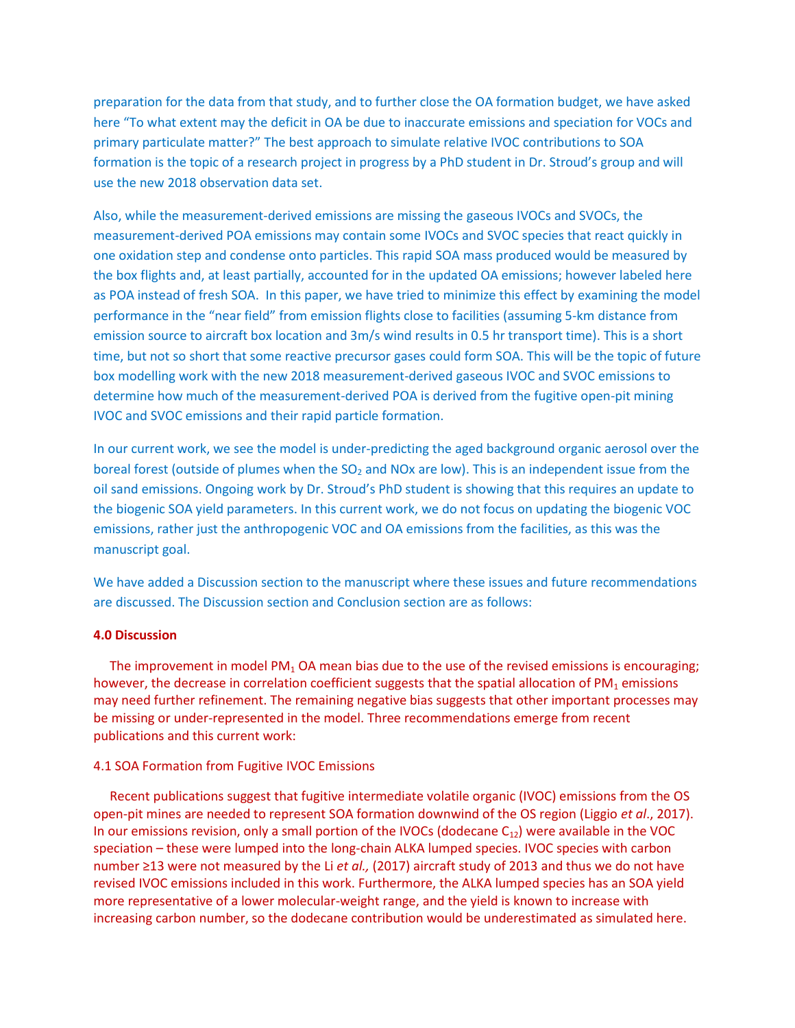preparation for the data from that study, and to further close the OA formation budget, we have asked here "To what extent may the deficit in OA be due to inaccurate emissions and speciation for VOCs and primary particulate matter?" The best approach to simulate relative IVOC contributions to SOA formation is the topic of a research project in progress by a PhD student in Dr. Stroud's group and will use the new 2018 observation data set.

Also, while the measurement-derived emissions are missing the gaseous IVOCs and SVOCs, the measurement-derived POA emissions may contain some IVOCs and SVOC species that react quickly in one oxidation step and condense onto particles. This rapid SOA mass produced would be measured by the box flights and, at least partially, accounted for in the updated OA emissions; however labeled here as POA instead of fresh SOA. In this paper, we have tried to minimize this effect by examining the model performance in the "near field" from emission flights close to facilities (assuming 5-km distance from emission source to aircraft box location and 3m/s wind results in 0.5 hr transport time). This is a short time, but not so short that some reactive precursor gases could form SOA. This will be the topic of future box modelling work with the new 2018 measurement-derived gaseous IVOC and SVOC emissions to determine how much of the measurement-derived POA is derived from the fugitive open-pit mining IVOC and SVOC emissions and their rapid particle formation.

In our current work, we see the model is under-predicting the aged background organic aerosol over the boreal forest (outside of plumes when the $SO_2$ and NOx are low). This is an independent issue from the oil sand emissions. Ongoing work by Dr. Stroud's PhD student is showing that this requires an update to the biogenic SOA yield parameters. In this current work, we do not focus on updating the biogenic VOC emissions, rather just the anthropogenic VOC and OA emissions from the facilities, as this was the manuscript goal.

We have added a Discussion section to the manuscript where these issues and future recommendations are discussed. The Discussion section and Conclusion section are as follows:

## 4.0 Discussion

The improvement in model $PM_1$ OA mean bias due to the use of the revised emissions is encouraging; however, the decrease in correlation coefficient suggests that the spatial allocation of $PM_1$ emissions may need further refinement. The remaining negative bias suggests that other important processes may be missing or under-represented in the model. Three recommendations emerge from recent publications and this current work:

### 4.1 SOA Formation from Fugitive IVOC Emissions

Recent publications suggest that fugitive intermediate volatile organic (IVOC) emissions from the OS open-pit mines are needed to represent SOA formation downwind of the OS region (Liggio *et al*., 2017). In our emissions revision, only a small portion of the IVOCs (dodecane $C_{12}$) were available in the VOC speciation – these were lumped into the long-chain ALKA lumped species. IVOC species with carbon number ≥13 were not measured by the Li *et al.,* (2017) aircraft study of 2013 and thus we do not have revised IVOC emissions included in this work. Furthermore, the ALKA lumped species has an SOA yield more representative of a lower molecular-weight range, and the yield is known to increase with increasing carbon number, so the dodecane contribution would be underestimated as simulated here.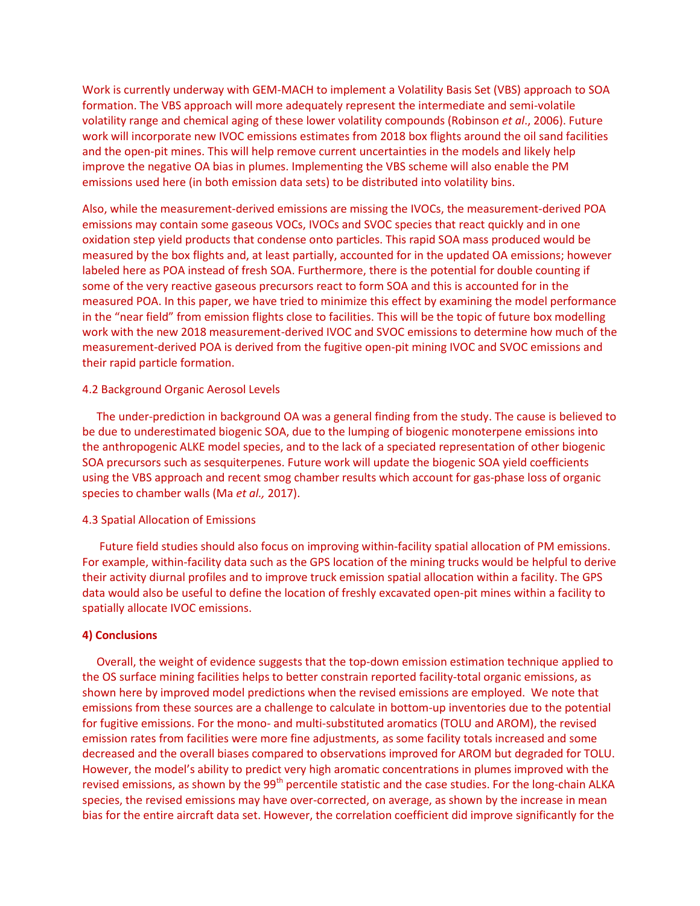Work is currently underway with GEM-MACH to implement a Volatility Basis Set (VBS) approach to SOA formation. The VBS approach will more adequately represent the intermediate and semi-volatile volatility range and chemical aging of these lower volatility compounds (Robinson *et al*., 2006). Future work will incorporate new IVOC emissions estimates from 2018 box flights around the oil sand facilities and the open-pit mines. This will help remove current uncertainties in the models and likely help improve the negative OA bias in plumes. Implementing the VBS scheme will also enable the PM emissions used here (in both emission data sets) to be distributed into volatility bins.

Also, while the measurement-derived emissions are missing the IVOCs, the measurement-derived POA emissions may contain some gaseous VOCs, IVOCs and SVOC species that react quickly and in one oxidation step yield products that condense onto particles. This rapid SOA mass produced would be measured by the box flights and, at least partially, accounted for in the updated OA emissions; however labeled here as POA instead of fresh SOA. Furthermore, there is the potential for double counting if some of the very reactive gaseous precursors react to form SOA and this is accounted for in the measured POA. In this paper, we have tried to minimize this effect by examining the model performance in the "near field" from emission flights close to facilities. This will be the topic of future box modelling work with the new 2018 measurement-derived IVOC and SVOC emissions to determine how much of the measurement-derived POA is derived from the fugitive open-pit mining IVOC and SVOC emissions and their rapid particle formation.

### 4.2 Background Organic Aerosol Levels

The under-prediction in background OA was a general finding from the study. The cause is believed to be due to underestimated biogenic SOA, due to the lumping of biogenic monoterpene emissions into the anthropogenic ALKE model species, and to the lack of a speciated representation of other biogenic SOA precursors such as sesquiterpenes. Future work will update the biogenic SOA yield coefficients using the VBS approach and recent smog chamber results which account for gas-phase loss of organic species to chamber walls (Ma *et al.,* 2017).

### 4.3 Spatial Allocation of Emissions

Future field studies should also focus on improving within-facility spatial allocation of PM emissions. For example, within-facility data such as the GPS location of the mining trucks would be helpful to derive their activity diurnal profiles and to improve truck emission spatial allocation within a facility. The GPS data would also be useful to define the location of freshly excavated open-pit mines within a facility to spatially allocate IVOC emissions.

## 4) Conclusions

Overall, the weight of evidence suggests that the top-down emission estimation technique applied to the OS surface mining facilities helps to better constrain reported facility-total organic emissions, as shown here by improved model predictions when the revised emissions are employed. We note that emissions from these sources are a challenge to calculate in bottom-up inventories due to the potential for fugitive emissions. For the mono- and multi-substituted aromatics (TOLU and AROM), the revised emission rates from facilities were more fine adjustments, as some facility totals increased and some decreased and the overall biases compared to observations improved for AROM but degraded for TOLU. However, the model's ability to predict very high aromatic concentrations in plumes improved with the revised emissions, as shown by the 99$^{th}$ percentile statistic and the case studies. For the long-chain ALKA species, the revised emissions may have over-corrected, on average, as shown by the increase in mean bias for the entire aircraft data set. However, the correlation coefficient did improve significantly for the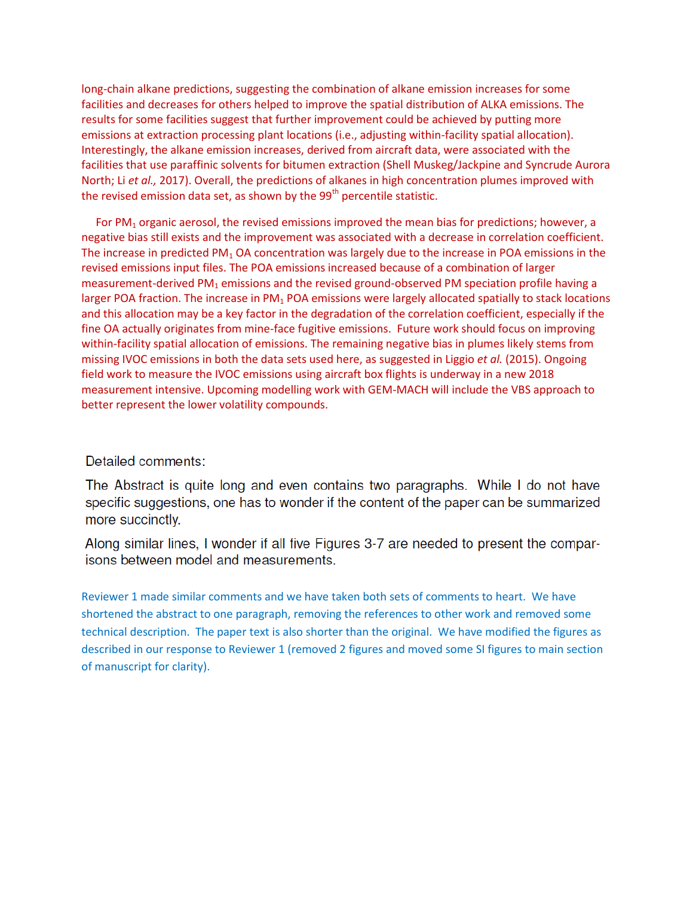long-chain alkane predictions, suggesting the combination of alkane emission increases for some facilities and decreases for others helped to improve the spatial distribution of ALKA emissions. The results for some facilities suggest that further improvement could be achieved by putting more emissions at extraction processing plant locations (i.e., adjusting within-facility spatial allocation). Interestingly, the alkane emission increases, derived from aircraft data, were associated with the facilities that use paraffinic solvents for bitumen extraction (Shell Muskeg/Jackpine and Syncrude Aurora North; Li *et al.,* 2017). Overall, the predictions of alkanes in high concentration plumes improved with the revised emission data set, as shown by the 99$^{th}$ percentile statistic.

For $PM_1$ organic aerosol, the revised emissions improved the mean bias for predictions; however, a negative bias still exists and the improvement was associated with a decrease in correlation coefficient. The increase in predicted $PM_1$ OA concentration was largely due to the increase in POA emissions in the revised emissions input files. The POA emissions increased because of a combination of larger measurement-derived $PM_1$ emissions and the revised ground-observed PM speciation profile having a larger POA fraction. The increase in $PM_1$ POA emissions were largely allocated spatially to stack locations and this allocation may be a key factor in the degradation of the correlation coefficient, especially if the fine OA actually originates from mine-face fugitive emissions. Future work should focus on improving within-facility spatial allocation of emissions. The remaining negative bias in plumes likely stems from missing IVOC emissions in both the data sets used here, as suggested in Liggio *et al.* (2015). Ongoing field work to measure the IVOC emissions using aircraft box flights is underway in a new 2018 measurement intensive. Upcoming modelling work with GEM-MACH will include the VBS approach to better represent the lower volatility compounds.

Detailed comments:

The Abstract is quite long and even contains two paragraphs. While I do not have specific suggestions, one has to wonder if the content of the paper can be summarized more succinctly.

Along similar lines, I wonder if all five Figures 3-7 are needed to present the comparisons between model and measurements.

Reviewer 1 made similar comments and we have taken both sets of comments to heart. We have shortened the abstract to one paragraph, removing the references to other work and removed some technical description. The paper text is also shorter than the original. We have modified the figures as described in our response to Reviewer 1 (removed 2 figures and moved some SI figures to main section of manuscript for clarity).